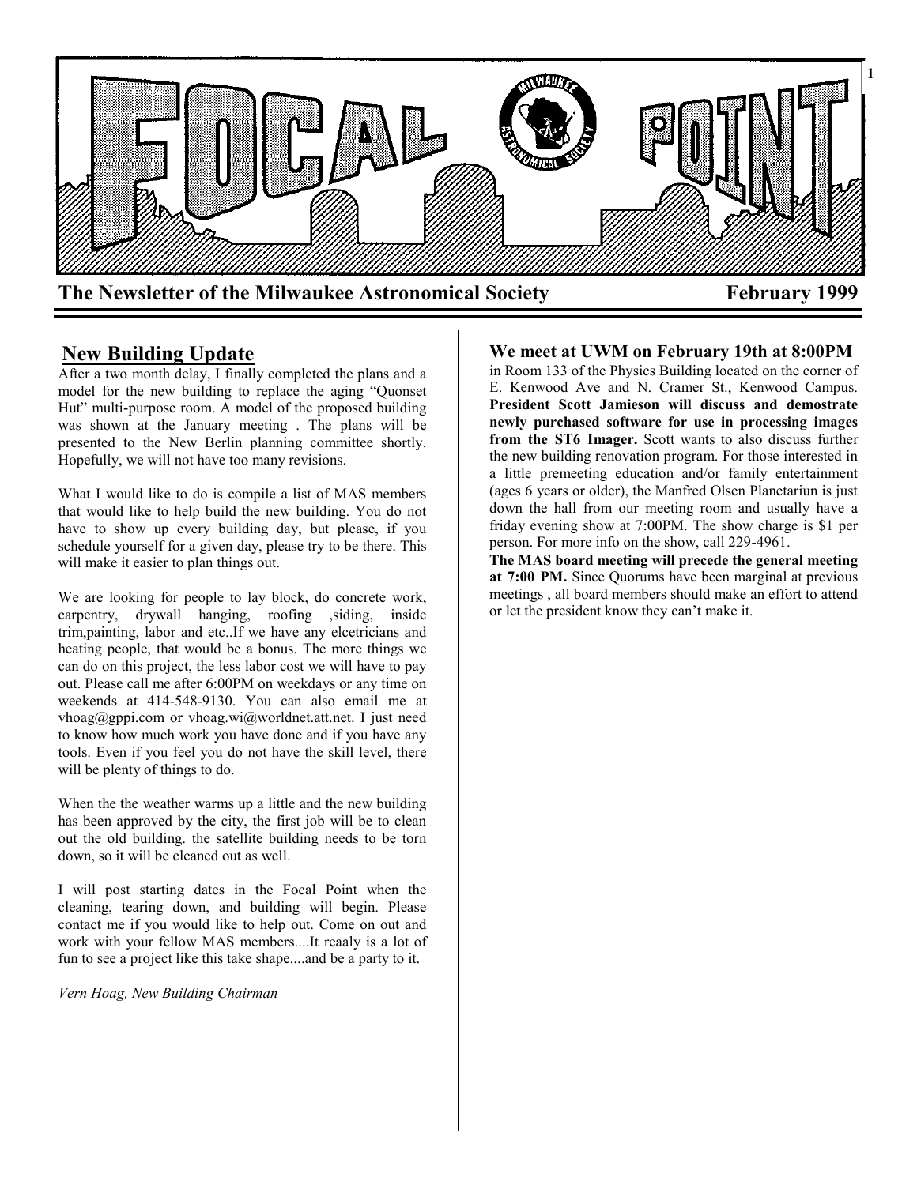# FOCAL POINT

**The Newsletter of the Milwaukee Astronomical Society** **February 1999**

## New Building Update

After a two month delay, I finally completed the plans and a model for the new building to replace the aging "Quonset Hut" multi-purpose room. A model of the proposed building was shown at the January meeting . The plans will be presented to the New Berlin planning committee shortly. Hopefully, we will not have too many revisions.

What I would like to do is compile a list of MAS members that would like to help build the new building. You do not have to show up every building day, but please, if you schedule yourself for a given day, please try to be there. This will make it easier to plan things out.

We are looking for people to lay block, do concrete work, carpentry, drywall hanging, roofing ,siding, inside trim,painting, labor and etc..If we have any elcetricians and heating people, that would be a bonus. The more things we can do on this project, the less labor cost we will have to pay out. Please call me after 6:00PM on weekdays or any time on weekends at 414-548-9130. You can also email me at vhoag@gppi.com or vhoag.wi@worldnet.att.net. I just need to know how much work you have done and if you have any tools. Even if you feel you do not have the skill level, there will be plenty of things to do.

When the the weather warms up a little and the new building has been approved by the city, the first job will be to clean out the old building. the satellite building needs to be torn down, so it will be cleaned out as well.

I will post starting dates in the Focal Point when the cleaning, tearing down, and building will begin. Please contact me if you would like to help out. Come on out and work with your fellow MAS members....It reaaly is a lot of fun to see a project like this take shape....and be a party to it.

*Vern Hoag, New Building Chairman*

### We meet at UWM on February 19th at 8:00PM

in Room 133 of the Physics Building located on the corner of E. Kenwood Ave and N. Cramer St., Kenwood Campus. **President Scott Jamieson will discuss and demostrate newly purchased software for use in processing images from the ST6 Imager.** Scott wants to also discuss further the new building renovation program. For those interested in a little premeeting education and/or family entertainment (ages 6 years or older), the Manfred Olsen Planetariun is just down the hall from our meeting room and usually have a friday evening show at 7:00PM. The show charge is $1 per person. For more info on the show, call 229-4961.

**The MAS board meeting will precede the general meeting at 7:00 PM.** Since Quorums have been marginal at previous meetings , all board members should make an effort to attend or let the president know they can't make it.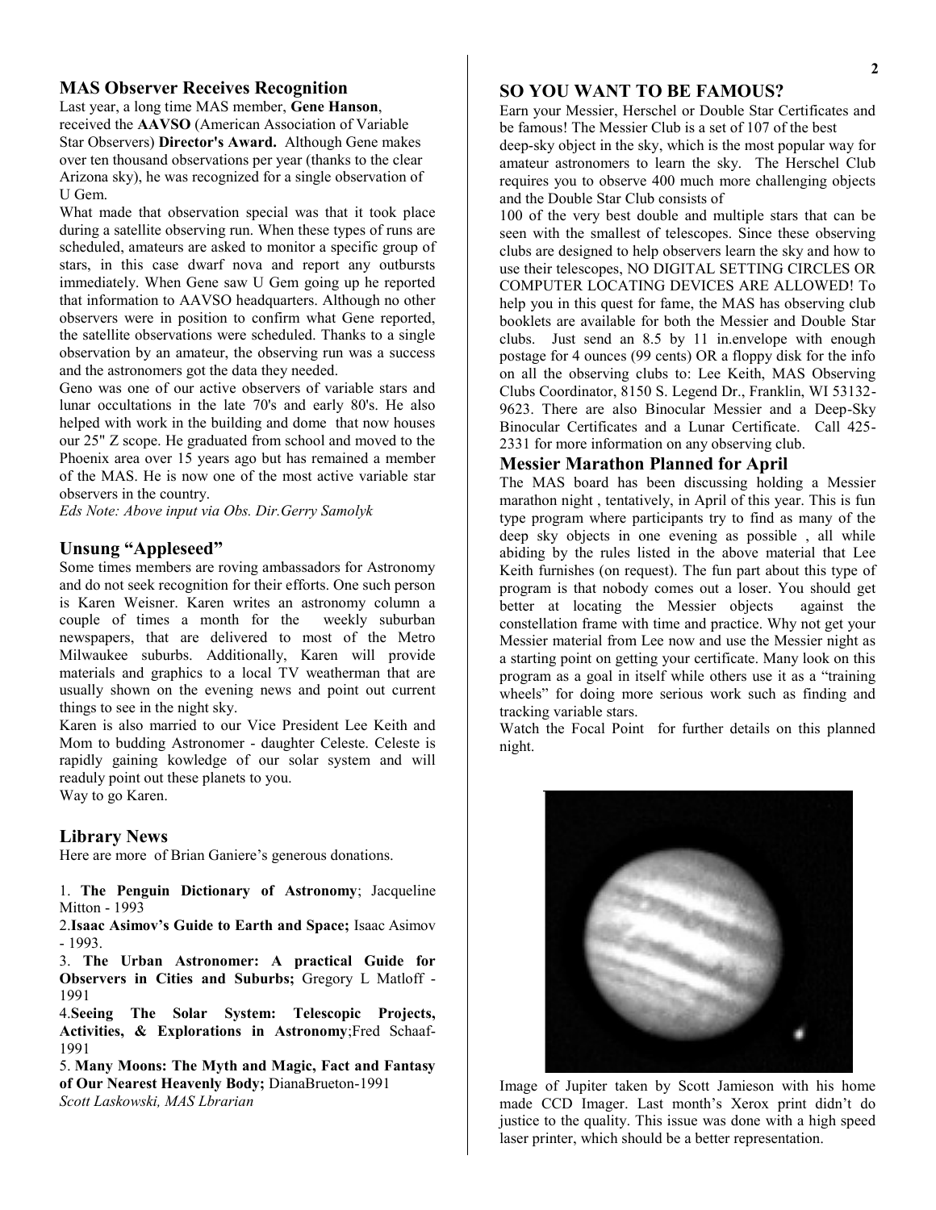## MAS Observer Receives Recognition

Last year, a long time MAS member, **Gene Hanson**, received the **AAVSO** (American Association of Variable Star Observers) **Director's Award.** Although Gene makes over ten thousand observations per year (thanks to the clear Arizona sky), he was recognized for a single observation of U Gem.

What made that observation special was that it took place during a satellite observing run. When these types of runs are scheduled, amateurs are asked to monitor a specific group of stars, in this case dwarf nova and report any outbursts immediately. When Gene saw U Gem going up he reported that information to AAVSO headquarters. Although no other observers were in position to confirm what Gene reported, the satellite observations were scheduled. Thanks to a single observation by an amateur, the observing run was a success and the astronomers got the data they needed.

Geno was one of our active observers of variable stars and lunar occultations in the late 70's and early 80's. He also helped with work in the building and dome that now houses our 25" Z scope. He graduated from school and moved to the Phoenix area over 15 years ago but has remained a member of the MAS. He is now one of the most active variable star observers in the country.

*Eds Note: Above input via Obs. Dir.Gerry Samolyk*

## Unsung "Appleseed"

Some times members are roving ambassadors for Astronomy and do not seek recognition for their efforts. One such person is Karen Weisner. Karen writes an astronomy column a couple of times a month for the weekly suburban newspapers, that are delivered to most of the Metro Milwaukee suburbs. Additionally, Karen will provide materials and graphics to a local TV weatherman that are usually shown on the evening news and point out current things to see in the night sky.

Karen is also married to our Vice President Lee Keith and Mom to budding Astronomer - daughter Celeste. Celeste is rapidly gaining kowledge of our solar system and will readuly point out these planets to you.

Way to go Karen.

## Library News

Here are more of Brian Ganiere's generous donations.

1. **The Penguin Dictionary of Astronomy**; Jacqueline Mitton - 1993
2. **Isaac Asimov's Guide to Earth and Space;** Isaac Asimov - 1993.
3. **The Urban Astronomer: A practical Guide for Observers in Cities and Suburbs;** Gregory L Matloff - 1991
4. **Seeing The Solar System: Telescopic Projects, Activities, & Explorations in Astronomy**;Fred Schaaf-1991
5. **Many Moons: The Myth and Magic, Fact and Fantasy of Our Nearest Heavenly Body;** DianaBrueton-1991

*Scott Laskowski, MAS Lbrarian*

## SO YOU WANT TO BE FAMOUS?

Earn your Messier, Herschel or Double Star Certificates and be famous! The Messier Club is a set of 107 of the best deep-sky object in the sky, which is the most popular way for amateur astronomers to learn the sky. The Herschel Club requires you to observe 400 much more challenging objects and the Double Star Club consists of 100 of the very best double and multiple stars that can be seen with the smallest of telescopes. Since these observing clubs are designed to help observers learn the sky and how to use their telescopes, NO DIGITAL SETTING CIRCLES OR COMPUTER LOCATING DEVICES ARE ALLOWED! To help you in this quest for fame, the MAS has observing club booklets are available for both the Messier and Double Star clubs. Just send an 8.5 by 11 in.envelope with enough postage for 4 ounces (99 cents) OR a floppy disk for the info on all the observing clubs to: Lee Keith, MAS Observing Clubs Coordinator, 8150 S. Legend Dr., Franklin, WI 53132-9623. There are also Binocular Messier and a Deep-Sky Binocular Certificates and a Lunar Certificate. Call 425-2331 for more information on any observing club.

## Messier Marathon Planned for April

The MAS board has been discussing holding a Messier marathon night , tentatively, in April of this year. This is fun type program where participants try to find as many of the deep sky objects in one evening as possible , all while abiding by the rules listed in the above material that Lee Keith furnishes (on request). The fun part about this type of program is that nobody comes out a loser. You should get better at locating the Messier objects against the constellation frame with time and practice. Why not get your Messier material from Lee now and use the Messier night as a starting point on getting your certificate. Many look on this program as a goal in itself while others use it as a "training wheels" for doing more serious work such as finding and tracking variable stars.

Watch the Focal Point for further details on this planned night.

Image of Jupiter taken by Scott Jamieson with his home made CCD Imager. Last month's Xerox print didn't do justice to the quality. This issue was done with a high speed laser printer, which should be a better representation.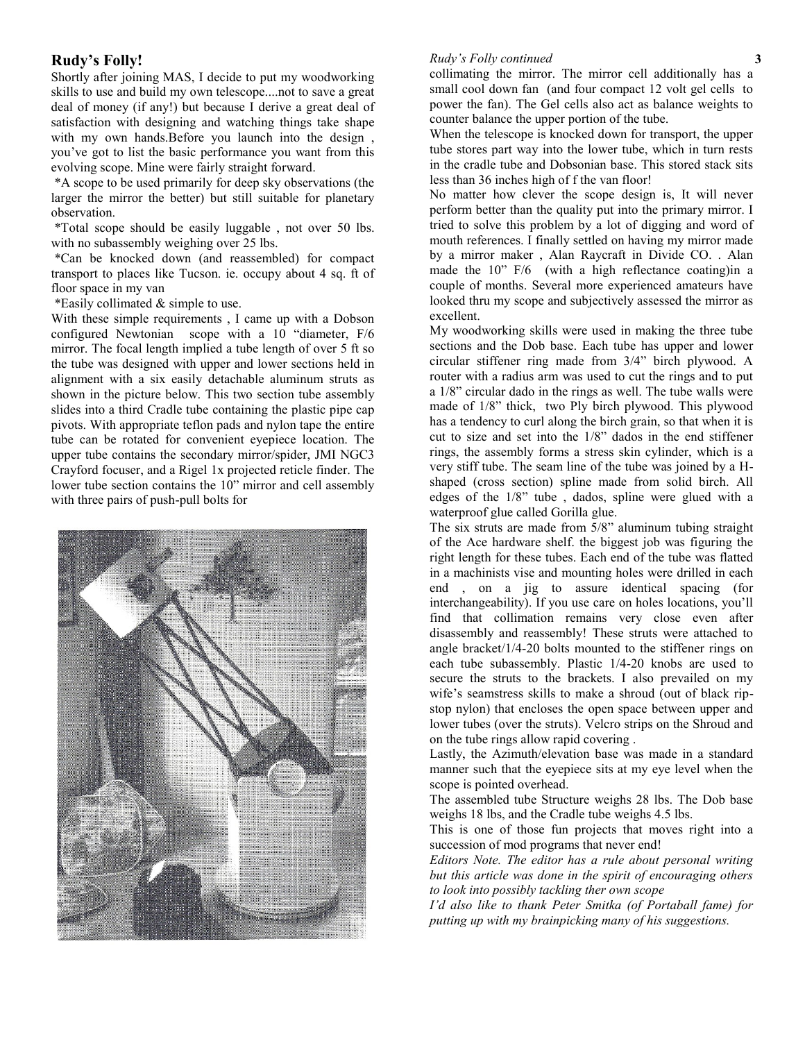## Rudy's Folly!

Shortly after joining MAS, I decide to put my woodworking skills to use and build my own telescope....not to save a great deal of money (if any!) but because I derive a great deal of satisfaction with designing and watching things take shape with my own hands.Before you launch into the design , you've got to list the basic performance you want from this evolving scope. Mine were fairly straight forward.

*A scope to be used primarily for deep sky observations (the larger the mirror the better) but still suitable for planetary observation.

*Total scope should be easily luggable , not over 50 lbs. with no subassembly weighing over 25 lbs.

*Can be knocked down (and reassembled) for compact transport to places like Tucson. ie. occupy about 4 sq. ft of floor space in my van

*Easily collimated & simple to use.

With these simple requirements , I came up with a Dobson configured Newtonian scope with a 10 "diameter, F/6 mirror. The focal length implied a tube length of over 5 ft so the tube was designed with upper and lower sections held in alignment with a six easily detachable aluminum struts as shown in the picture below. This two section tube assembly slides into a third Cradle tube containing the plastic pipe cap pivots. With appropriate teflon pads and nylon tape the entire tube can be rotated for convenient eyepiece location. The upper tube contains the secondary mirror/spider, JMI NGC3 Crayford focuser, and a Rigel 1x projected reticle finder. The lower tube section contains the 10" mirror and cell assembly with three pairs of push-pull bolts for

*Rudy's Folly continued*

collimating the mirror. The mirror cell additionally has a small cool down fan (and four compact 12 volt gel cells to power the fan). The Gel cells also act as balance weights to counter balance the upper portion of the tube.

When the telescope is knocked down for transport, the upper tube stores part way into the lower tube, which in turn rests in the cradle tube and Dobsonian base. This stored stack sits less than 36 inches high of f the van floor!

No matter how clever the scope design is, It will never perform better than the quality put into the primary mirror. I tried to solve this problem by a lot of digging and word of mouth references. I finally settled on having my mirror made by a mirror maker , Alan Raycraft in Divide CO. . Alan made the 10" F/6 (with a high reflectance coating)in a couple of months. Several more experienced amateurs have looked thru my scope and subjectively assessed the mirror as excellent.

My woodworking skills were used in making the three tube sections and the Dob base. Each tube has upper and lower circular stiffener ring made from 3/4" birch plywood. A router with a radius arm was used to cut the rings and to put a 1/8" circular dado in the rings as well. The tube walls were made of 1/8" thick, two Ply birch plywood. This plywood has a tendency to curl along the birch grain, so that when it is cut to size and set into the 1/8" dados in the end stiffener rings, the assembly forms a stress skin cylinder, which is a very stiff tube. The seam line of the tube was joined by a H-shaped (cross section) spline made from solid birch. All edges of the 1/8" tube , dados, spline were glued with a waterproof glue called Gorilla glue.

The six struts are made from 5/8" aluminum tubing straight of the Ace hardware shelf. the biggest job was figuring the right length for these tubes. Each end of the tube was flatted in a machinists vise and mounting holes were drilled in each end , on a jig to assure identical spacing (for interchangeability). If you use care on holes locations, you'll find that collimation remains very close even after disassembly and reassembly! These struts were attached to angle bracket/1/4-20 bolts mounted to the stiffener rings on each tube subassembly. Plastic 1/4-20 knobs are used to secure the struts to the brackets. I also prevailed on my wife's seamstress skills to make a shroud (out of black rip-stop nylon) that encloses the open space between upper and lower tubes (over the struts). Velcro strips on the Shroud and on the tube rings allow rapid covering .

Lastly, the Azimuth/elevation base was made in a standard manner such that the eyepiece sits at my eye level when the scope is pointed overhead.

The assembled tube Structure weighs 28 lbs. The Dob base weighs 18 lbs, and the Cradle tube weighs 4.5 lbs.

This is one of those fun projects that moves right into a succession of mod programs that never end!

*Editors Note. The editor has a rule about personal writing but this article was done in the spirit of encouraging others to look into possibly tackling ther own scope*

*I'd also like to thank Peter Smitka (of Portaball fame) for putting up with my brainpicking many of his suggestions.*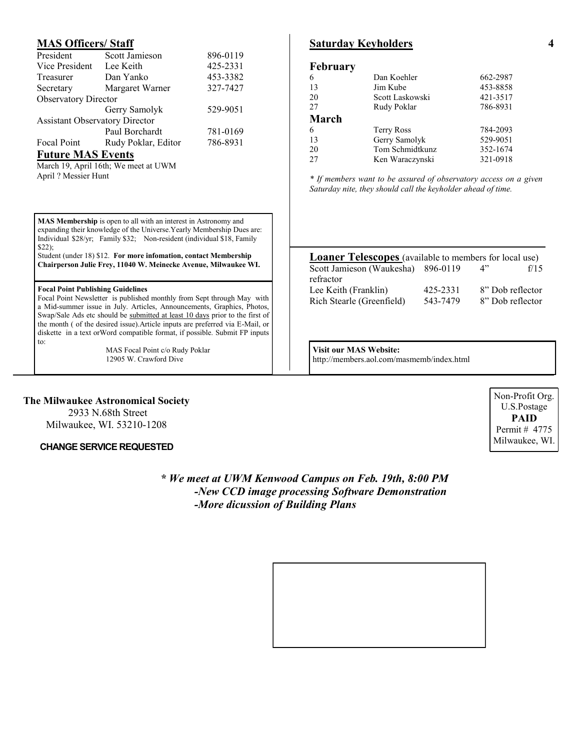## MAS Officers/ Staff

| | | |
|---|---|---|
| President | Scott Jamieson | 896-0119 |
| Vice President | Lee Keith | 425-2331 |
| Treasurer | Dan Yanko | 453-3382 |
| Secretary | Margaret Warner | 327-7427 |
| Observatory Director | | |
| | Gerry Samolyk | 529-9051 |
| Assistant Observatory Director | | |
| | Paul Borchardt | 781-0169 |
| Focal Point | Rudy Poklar, Editor | 786-8931 |

## Future MAS Events

March 19, April 16th; We meet at UWM
April ? Messier Hunt

**MAS Membership** is open to all with an interest in Astronomy and expanding their knowledge of the Universe.Yearly Membership Dues are: Individual $28/yr; Family $32; Non-resident (individual $18, Family $22);
Student (under 18) $12. **For more infomation, contact Membership Chairperson Julie Frey, 11040 W. Meinecke Avenue, Milwaukee WI.**

**Focal Point Publishing Guidelines**
Focal Point Newsletter is published monthly from Sept through May with a Mid-summer issue in July. Articles, Announcements, Graphics, Photos, Swap/Sale Ads etc should be submitted at least 10 days prior to the first of the month ( of the desired issue).Article inputs are preferred via E-Mail, or diskette in a text orWord compatible format, if possible. Submit FP inputs to:

MAS Focal Point c/o Rudy Poklar
12905 W. Crawford Dive

## Saturday Keyholders

**February**

| | | |
|---|---|---|
| 6 | Dan Koehler | 662-2987 |
| 13 | Jim Kube | 453-8858 |
| 20 | Scott Laskowski | 421-3517 |
| 27 | Rudy Poklar | 786-8931 |

**March**

| | | |
|---|---|---|
| 6 | Terry Ross | 784-2093 |
| 13 | Gerry Samolyk | 529-9051 |
| 20 | Tom Schmidtkunz | 352-1674 |
| 27 | Ken Waraczynski | 321-0918 |

*\* If members want to be assured of observatory access on a given Saturday nite, they should call the keyholder ahead of time.*

## Loaner Telescopes (available to members for local use)

| | | |
|---|---|---|
| Scott Jamieson (Waukesha) | 896-0119 | 4" f/15 refractor |
| Lee Keith (Franklin) | 425-2331 | 8" Dob reflector |
| Rich Stearle (Greenfield) | 543-7479 | 8" Dob reflector |

**Visit our MAS Website:**
http://members.aol.com/masmemb/index.html

**The Milwaukee Astronomical Society**
2933 N.68th Street
Milwaukee, WI. 53210-1208

**CHANGE SERVICE REQUESTED**

Non-Profit Org.
U.S.Postage
**PAID**
Permit # 4775
Milwaukee, WI.

***\* We meet at UWM Kenwood Campus on Feb. 19th, 8:00 PM***
***-New CCD image processing Software Demonstration***
***-More dicussion of Building Plans***